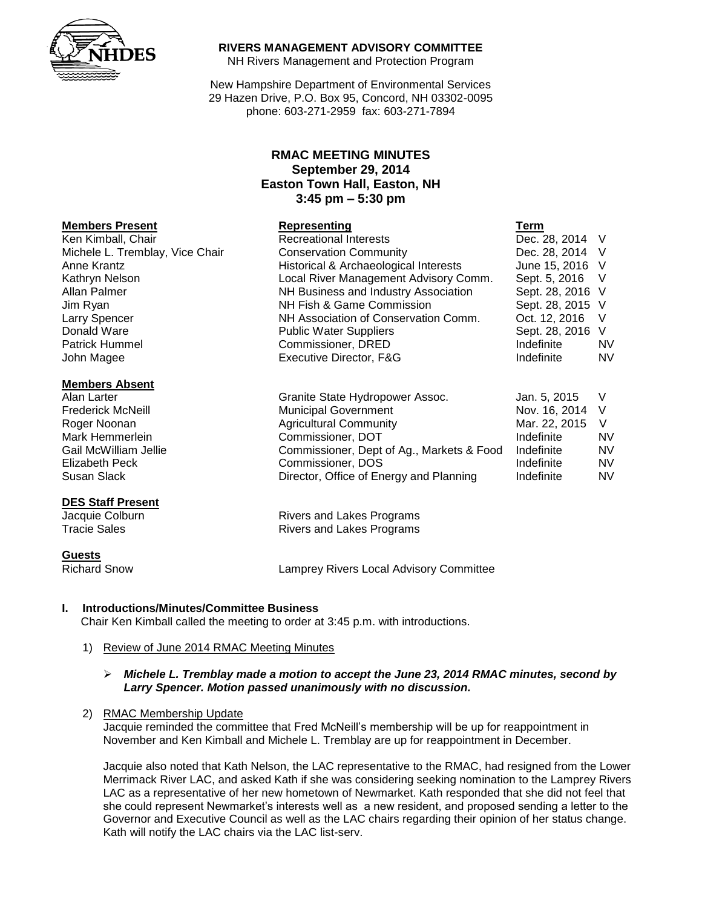**RIVERS MANAGEMENT ADVISORY COMMITTEE**
NH Rivers Management and Protection Program

New Hampshire Department of Environmental Services
29 Hazen Drive, P.O. Box 95, Concord, NH 03302-0095
phone: 603-271-2959 fax: 603-271-7894

**RMAC MEETING MINUTES**
**September 29, 2014**
**Easton Town Hall, Easton, NH**
**3:45 pm – 5:30 pm**

| **Members Present** | **Representing** | **Term** | |
|---|---|---|---|
| Ken Kimball, Chair | Recreational Interests | Dec. 28, 2014 | V |
| Michele L. Tremblay, Vice Chair | Conservation Community | Dec. 28, 2014 | V |
| Anne Krantz | Historical & Archaeological Interests | June 15, 2016 | V |
| Kathryn Nelson | Local River Management Advisory Comm. | Sept. 5, 2016 | V |
| Allan Palmer | NH Business and Industry Association | Sept. 28, 2016 | V |
| Jim Ryan | NH Fish & Game Commission | Sept. 28, 2015 | V |
| Larry Spencer | NH Association of Conservation Comm. | Oct. 12, 2016 | V |
| Donald Ware | Public Water Suppliers | Sept. 28, 2016 | V |
| Patrick Hummel | Commissioner, DRED | Indefinite | NV |
| John Magee | Executive Director, F&G | Indefinite | NV |

| **Members Absent** | | | |
|---|---|---|---|
| Alan Larter | Granite State Hydropower Assoc. | Jan. 5, 2015 | V |
| Frederick McNeill | Municipal Government | Nov. 16, 2014 | V |
| Roger Noonan | Agricultural Community | Mar. 22, 2015 | V |
| Mark Hemmerlein | Commissioner, DOT | Indefinite | NV |
| Gail McWilliam Jellie | Commissioner, Dept of Ag., Markets & Food | Indefinite | NV |
| Elizabeth Peck | Commissioner, DOS | Indefinite | NV |
| Susan Slack | Director, Office of Energy and Planning | Indefinite | NV |

| **DES Staff Present** | |
|---|---|
| Jacquie Colburn | Rivers and Lakes Programs |
| Tracie Sales | Rivers and Lakes Programs |

| **Guests** | |
|---|---|
| Richard Snow | Lamprey Rivers Local Advisory Committee |

## I. Introductions/Minutes/Committee Business

Chair Ken Kimball called the meeting to order at 3:45 p.m. with introductions.

1) Review of June 2014 RMAC Meeting Minutes

   - ***Michele L. Tremblay made a motion to accept the June 23, 2014 RMAC minutes, second by Larry Spencer. Motion passed unanimously with no discussion.***

2) RMAC Membership Update

   Jacquie reminded the committee that Fred McNeill's membership will be up for reappointment in November and Ken Kimball and Michele L. Tremblay are up for reappointment in December.

   Jacquie also noted that Kath Nelson, the LAC representative to the RMAC, had resigned from the Lower Merrimack River LAC, and asked Kath if she was considering seeking nomination to the Lamprey Rivers LAC as a representative of her new hometown of Newmarket. Kath responded that she did not feel that she could represent Newmarket's interests well as a new resident, and proposed sending a letter to the Governor and Executive Council as well as the LAC chairs regarding their opinion of her status change. Kath will notify the LAC chairs via the LAC list-serv.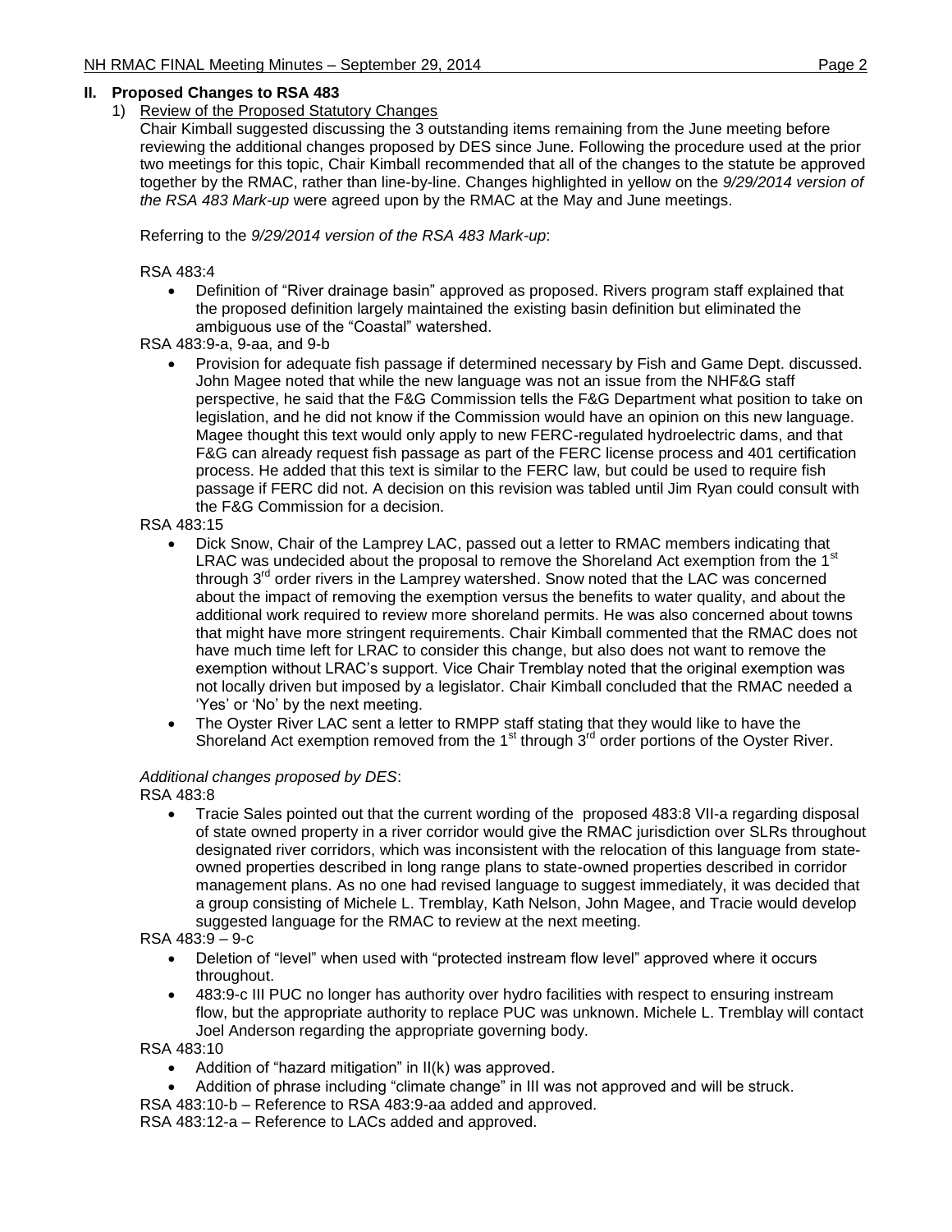## II. Proposed Changes to RSA 483

1) Review of the Proposed Statutory Changes

Chair Kimball suggested discussing the 3 outstanding items remaining from the June meeting before reviewing the additional changes proposed by DES since June. Following the procedure used at the prior two meetings for this topic, Chair Kimball recommended that all of the changes to the statute be approved together by the RMAC, rather than line-by-line. Changes highlighted in yellow on the *9/29/2014 version of the RSA 483 Mark-up* were agreed upon by the RMAC at the May and June meetings.

Referring to the *9/29/2014 version of the RSA 483 Mark-up*:

RSA 483:4

- Definition of "River drainage basin" approved as proposed. Rivers program staff explained that the proposed definition largely maintained the existing basin definition but eliminated the ambiguous use of the "Coastal" watershed.

RSA 483:9-a, 9-aa, and 9-b

- Provision for adequate fish passage if determined necessary by Fish and Game Dept. discussed. John Magee noted that while the new language was not an issue from the NHF&G staff perspective, he said that the F&G Commission tells the F&G Department what position to take on legislation, and he did not know if the Commission would have an opinion on this new language. Magee thought this text would only apply to new FERC-regulated hydroelectric dams, and that F&G can already request fish passage as part of the FERC license process and 401 certification process. He added that this text is similar to the FERC law, but could be used to require fish passage if FERC did not. A decision on this revision was tabled until Jim Ryan could consult with the F&G Commission for a decision.

RSA 483:15

- Dick Snow, Chair of the Lamprey LAC, passed out a letter to RMAC members indicating that LRAC was undecided about the proposal to remove the Shoreland Act exemption from the 1st through 3rd order rivers in the Lamprey watershed. Snow noted that the LAC was concerned about the impact of removing the exemption versus the benefits to water quality, and about the additional work required to review more shoreland permits. He was also concerned about towns that might have more stringent requirements. Chair Kimball commented that the RMAC does not have much time left for LRAC to consider this change, but also does not want to remove the exemption without LRAC's support. Vice Chair Tremblay noted that the original exemption was not locally driven but imposed by a legislator. Chair Kimball concluded that the RMAC needed a 'Yes' or 'No' by the next meeting.
- The Oyster River LAC sent a letter to RMPP staff stating that they would like to have the Shoreland Act exemption removed from the 1st through 3rd order portions of the Oyster River.

*Additional changes proposed by DES*:

RSA 483:8

- Tracie Sales pointed out that the current wording of the proposed 483:8 VII-a regarding disposal of state owned property in a river corridor would give the RMAC jurisdiction over SLRs throughout designated river corridors, which was inconsistent with the relocation of this language from state-owned properties described in long range plans to state-owned properties described in corridor management plans. As no one had revised language to suggest immediately, it was decided that a group consisting of Michele L. Tremblay, Kath Nelson, John Magee, and Tracie would develop suggested language for the RMAC to review at the next meeting.

RSA 483:9 – 9-c

- Deletion of "level" when used with "protected instream flow level" approved where it occurs throughout.
- 483:9-c III PUC no longer has authority over hydro facilities with respect to ensuring instream flow, but the appropriate authority to replace PUC was unknown. Michele L. Tremblay will contact Joel Anderson regarding the appropriate governing body.

RSA 483:10

- Addition of "hazard mitigation" in II(k) was approved.
- Addition of phrase including "climate change" in III was not approved and will be struck.

RSA 483:10-b – Reference to RSA 483:9-aa added and approved.

RSA 483:12-a – Reference to LACs added and approved.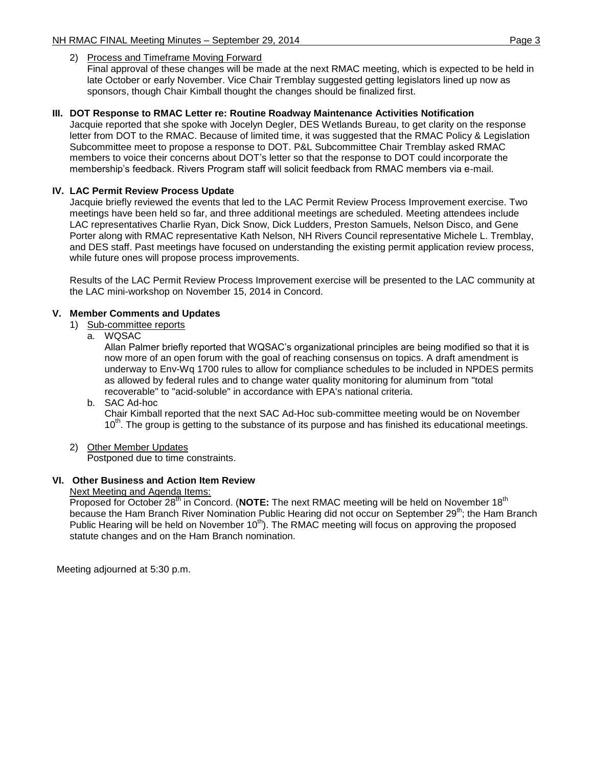2) Process and Timeframe Moving Forward

Final approval of these changes will be made at the next RMAC meeting, which is expected to be held in late October or early November. Vice Chair Tremblay suggested getting legislators lined up now as sponsors, though Chair Kimball thought the changes should be finalized first.

## III. DOT Response to RMAC Letter re: Routine Roadway Maintenance Activities Notification

Jacquie reported that she spoke with Jocelyn Degler, DES Wetlands Bureau, to get clarity on the response letter from DOT to the RMAC. Because of limited time, it was suggested that the RMAC Policy & Legislation Subcommittee meet to propose a response to DOT. P&L Subcommittee Chair Tremblay asked RMAC members to voice their concerns about DOT's letter so that the response to DOT could incorporate the membership's feedback. Rivers Program staff will solicit feedback from RMAC members via e-mail.

## IV. LAC Permit Review Process Update

Jacquie briefly reviewed the events that led to the LAC Permit Review Process Improvement exercise. Two meetings have been held so far, and three additional meetings are scheduled. Meeting attendees include LAC representatives Charlie Ryan, Dick Snow, Dick Ludders, Preston Samuels, Nelson Disco, and Gene Porter along with RMAC representative Kath Nelson, NH Rivers Council representative Michele L. Tremblay, and DES staff. Past meetings have focused on understanding the existing permit application review process, while future ones will propose process improvements.

Results of the LAC Permit Review Process Improvement exercise will be presented to the LAC community at the LAC mini-workshop on November 15, 2014 in Concord.

## V. Member Comments and Updates

1) Sub-committee reports

   a. WQSAC

   Allan Palmer briefly reported that WQSAC's organizational principles are being modified so that it is now more of an open forum with the goal of reaching consensus on topics. A draft amendment is underway to Env-Wq 1700 rules to allow for compliance schedules to be included in NPDES permits as allowed by federal rules and to change water quality monitoring for aluminum from "total recoverable" to "acid-soluble" in accordance with EPA's national criteria.

   b. SAC Ad-hoc

   Chair Kimball reported that the next SAC Ad-Hoc sub-committee meeting would be on November 10th. The group is getting to the substance of its purpose and has finished its educational meetings.

2) Other Member Updates

   Postponed due to time constraints.

## VI. Other Business and Action Item Review

Next Meeting and Agenda Items:

Proposed for October 28th in Concord. (**NOTE:** The next RMAC meeting will be held on November 18th because the Ham Branch River Nomination Public Hearing did not occur on September 29th; the Ham Branch Public Hearing will be held on November 10th). The RMAC meeting will focus on approving the proposed statute changes and on the Ham Branch nomination.

Meeting adjourned at 5:30 p.m.